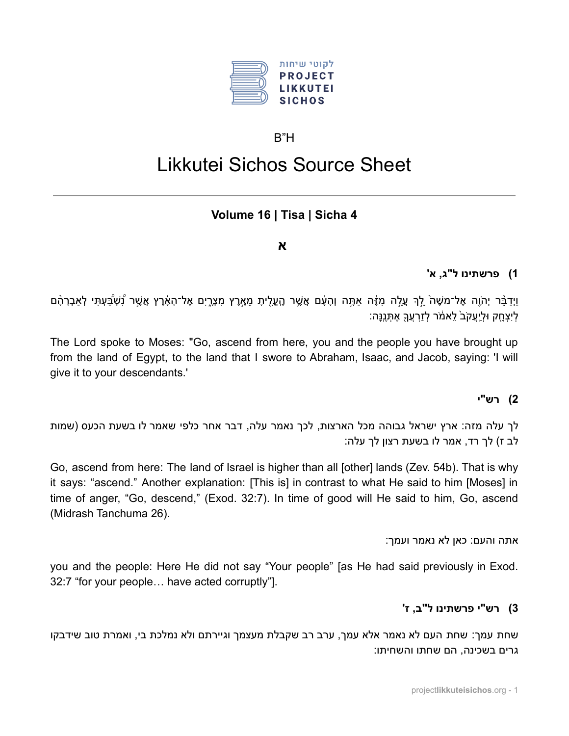לקוטי שיחות
**PROJECT LIKKUTEI SICHOS**

B"H

# Likkutei Sichos Source Sheet

---

### Volume 16 | Tisa | Sicha 4

### א

#### 1) פרשתינו ל"ג, א'

וַיְדַבֵּ֨ר יְהוָ֜ה אֶל־מֹשֶׁ֗ה לֵ֣ךְ עֲלֵ֤ה מִזֶּה֙ אַתָּ֣ה וְהָעָ֔ם אֲשֶׁ֥ר הֶעֱלִ֖יתָ מֵאֶ֣רֶץ מִצְרָ֑יִם אֶל־הָאָ֗רֶץ אֲשֶׁ֣ר נִ֠שְׁבַּעְתִּי לְאַבְרָהָ֨ם לְיִצְחָ֤ק וּֽלְיַעֲקֹב֙ לֵאמֹ֔ר לְזַרְעֲךָ֖ אֶתְּנֶֽנָּה׃

The Lord spoke to Moses: "Go, ascend from here, you and the people you have brought up from the land of Egypt, to the land that I swore to Abraham, Isaac, and Jacob, saying: 'I will give it to your descendants.'

#### 2) רש"י

לך עלה מזה: ארץ ישראל גבוהה מכל הארצות, לכך נאמר עלה, דבר אחר כלפי שאמר לו בשעת הכעס (שמות לב ז) לך רד, אמר לו בשעת רצון לך עלה:

Go, ascend from here: The land of Israel is higher than all [other] lands (Zev. 54b). That is why it says: "ascend." Another explanation: [This is] in contrast to what He said to him [Moses] in time of anger, "Go, descend," (Exod. 32:7). In time of good will He said to him, Go, ascend (Midrash Tanchuma 26).

אתה והעם: כאן לא נאמר ועמך:

you and the people: Here He did not say "Your people" [as He had said previously in Exod. 32:7 "for your people… have acted corruptly"].

#### 3) רש"י פרשתינו ל"ב, ז'

שחת עמך: שחת העם לא נאמר אלא עמך, ערב רב שקבלת מעצמך וגיירתם ולא נמלכת בי, ואמרת טוב שידבקו גרים בשכינה, הם שחתו והשחיתו: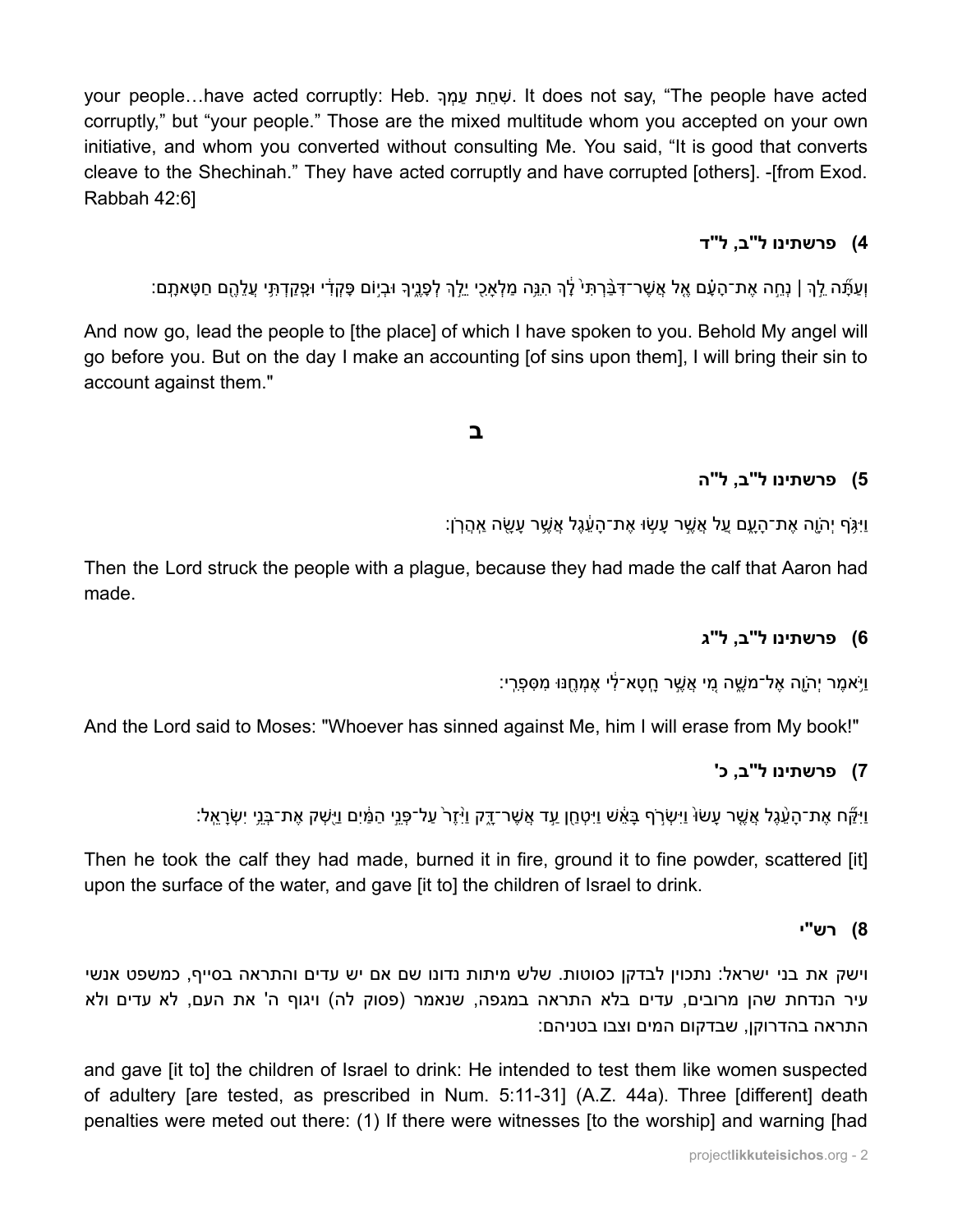your people…have acted corruptly: Heb. שִׁחֵת עַמְּךָ. It does not say, "The people have acted corruptly," but "your people." Those are the mixed multitude whom you accepted on your own initiative, and whom you converted without consulting Me. You said, "It is good that converts cleave to the Shechinah." They have acted corruptly and have corrupted [others]. -[from Exod. Rabbah 42:6]

#### 4) פרשתינו ל"ב, ל"ד

וְעַתָּ֞ה לֵ֣ךְ ׀ נְחֵ֣ה אֶת־הָעָ֗ם אֶ֤ל אֲשֶׁר־דִּבַּ֙רְתִּי֙ לָ֔ךְ הִנֵּ֥ה מַלְאָכִ֖י יֵלֵ֣ךְ לְפָנֶ֑יךָ וּבְי֣וֹם פָּקְדִ֔י וּפָקַדְתִּ֥י עֲלֵהֶ֖ם חַטָּאתָֽם׃

And now go, lead the people to [the place] of which I have spoken to you. Behold My angel will go before you. But on the day I make an accounting [of sins upon them], I will bring their sin to account against them."

### ב

#### 5) פרשתינו ל"ב, ל"ה

וַיִּגֹּ֥ף יְהוָ֖ה אֶת־הָעָ֑ם עַ֚ל אֲשֶׁ֣ר עָשׂ֣וּ אֶת־הָעֵ֔גֶל אֲשֶׁ֥ר עָשָׂ֖ה אַהֲרֹֽן׃

Then the Lord struck the people with a plague, because they had made the calf that Aaron had made.

#### 6) פרשתינו ל"ב, ל"ג

וַיֹּ֥אמֶר יְהוָ֖ה אֶל־מֹשֶׁ֑ה מִ֚י אֲשֶׁ֣ר חָֽטָא־לִ֔י אֶמְחֶ֖נּוּ מִסִּפְרִֽי׃

And the Lord said to Moses: "Whoever has sinned against Me, him I will erase from My book!"

#### 7) פרשתינו ל"ב, כ'

וַיִּקַּ֞ח אֶת־הָעֵ֨גֶל אֲשֶׁ֤ר עָשׂוּ֙ וַיִּשְׂרֹ֣ף בָּאֵ֔שׁ וַיִּטְחַ֖ן עַ֣ד אֲשֶׁר־דָּ֑ק וַיִּ֙זֶר֙ עַל־פְּנֵ֣י הַמַּ֔יִם וַיַּ֖שְׁקְ אֶת־בְּנֵ֥י יִשְׂרָאֵֽל׃

Then he took the calf they had made, burned it in fire, ground it to fine powder, scattered [it] upon the surface of the water, and gave [it to] the children of Israel to drink.

#### 8) רש"י

וישק את בני ישראל: נתכוין לבדקן כסוטות. שלש מיתות נדונו שם אם יש עדים והתראה בסייף, כמשפט אנשי עיר הנדחת שהן מרובים, עדים בלא התראה במגפה, שנאמר (פסוק לה) ויגוף ה' את העם, לא עדים ולא התראה בהדרוקן, שבדקום המים וצבו בטניהם:

and gave [it to] the children of Israel to drink: He intended to test them like women suspected of adultery [are tested, as prescribed in Num. 5:11-31] (A.Z. 44a). Three [different] death penalties were meted out there: (1) If there were witnesses [to the worship] and warning [had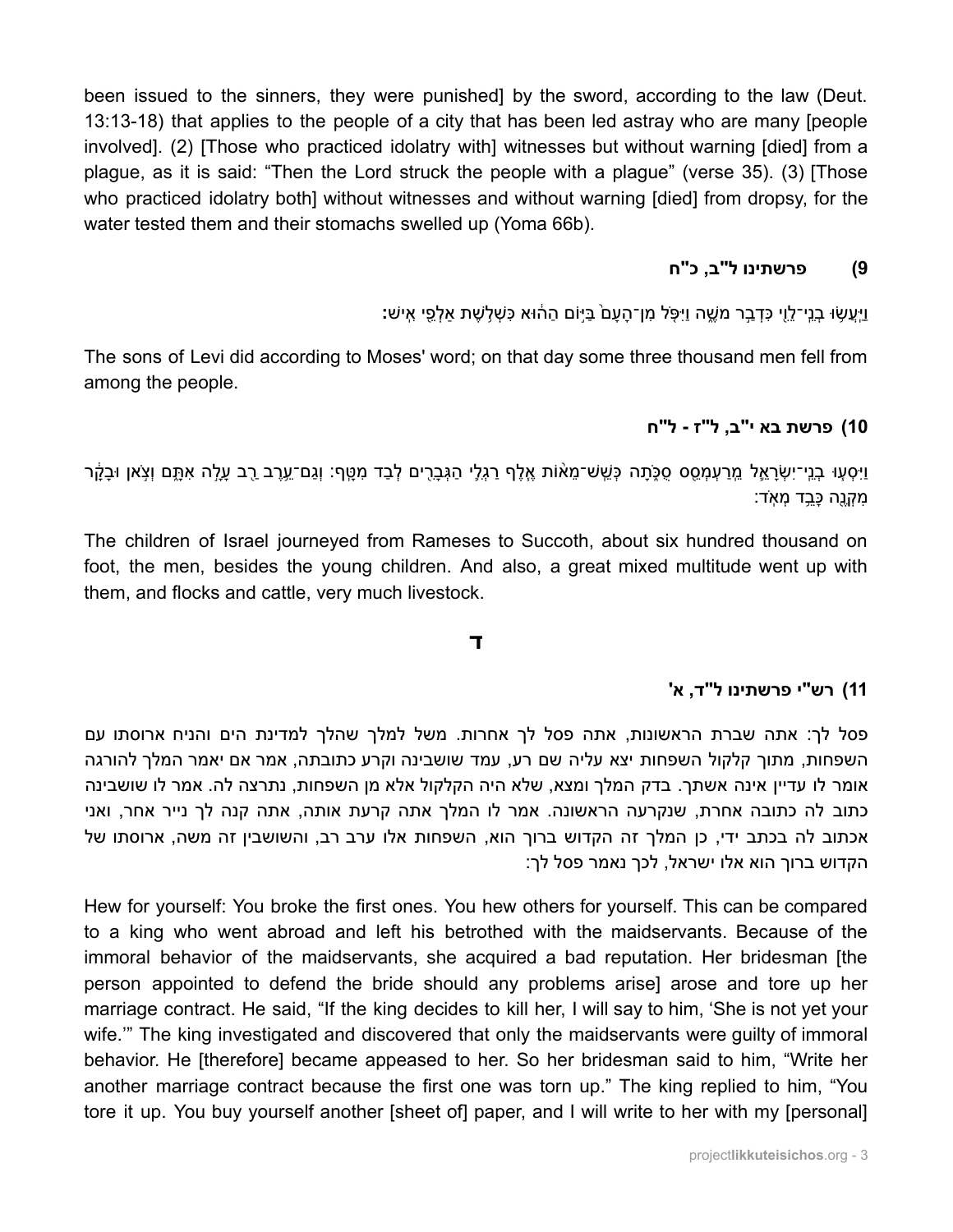been issued to the sinners, they were punished] by the sword, according to the law (Deut. 13:13-18) that applies to the people of a city that has been led astray who are many [people involved]. (2) [Those who practiced idolatry with] witnesses but without warning [died] from a plague, as it is said: "Then the Lord struck the people with a plague" (verse 35). (3) [Those who practiced idolatry both] without witnesses and without warning [died] from dropsy, for the water tested them and their stomachs swelled up (Yoma 66b).

### 9) פרשתינו ל"ב, כ"ח

וַיַּעֲשׂוּ בְנֵי־לֵוִי כִּדְבַר מֹשֶׁה וַיִּפֹּל מִן־הָעָם בַּיּוֹם הַהוּא כִּשְׁלֹשֶׁת אַלְפֵי אִישׁ:

The sons of Levi did according to Moses' word; on that day some three thousand men fell from among the people.

### 10) פרשת בא י"ב, ל"ז - ל"ח

וַיִּסְעוּ בְנֵי־יִשְׂרָאֵל מֵרַעְמְסֵס סֻכֹּתָה כְּשֵׁשׁ־מֵאוֹת אֶלֶף רַגְלִי הַגְּבָרִים לְבַד מִטָּף: וְגַם־עֵרֶב רַב עָלָה אִתָּם וְצֹאן וּבָקָר מִקְנֶה כָּבֵד מְאֹד:

The children of Israel journeyed from Rameses to Succoth, about six hundred thousand on foot, the men, besides the young children. And also, a great mixed multitude went up with them, and flocks and cattle, very much livestock.

## ד

### 11) רש"י פרשתינו ל"ד, א'

פסל לך: אתה שברת הראשונות, אתה פסל לך אחרות. משל למלך שהלך למדינת הים והניח ארוסתו עם השפחות, מתוך קלקול השפחות יצא עליה שם רע, עמד שושבינה וקרע כתובתה, אמר אם יאמר המלך להורגה אומר לו עדיין אינה אשתך. בדק המלך ומצא, שלא היה הקלקול אלא מן השפחות, נתרצה לה. אמר לו שושבינה כתוב לה כתובה אחרת, שנקרעה הראשונה. אמר לו המלך אתה קרעת אותה, אתה קנה לך נייר אחר, ואני אכתוב לה בכתב ידי, כן המלך זה הקדוש ברוך הוא, השפחות אלו ערב רב, והשושבין זה משה, ארוסתו של הקדוש ברוך הוא אלו ישראל, לכך נאמר פסל לך:

Hew for yourself: You broke the first ones. You hew others for yourself. This can be compared to a king who went abroad and left his betrothed with the maidservants. Because of the immoral behavior of the maidservants, she acquired a bad reputation. Her bridesman [the person appointed to defend the bride should any problems arise] arose and tore up her marriage contract. He said, "If the king decides to kill her, I will say to him, 'She is not yet your wife.'" The king investigated and discovered that only the maidservants were guilty of immoral behavior. He [therefore] became appeased to her. So her bridesman said to him, "Write her another marriage contract because the first one was torn up." The king replied to him, "You tore it up. You buy yourself another [sheet of] paper, and I will write to her with my [personal]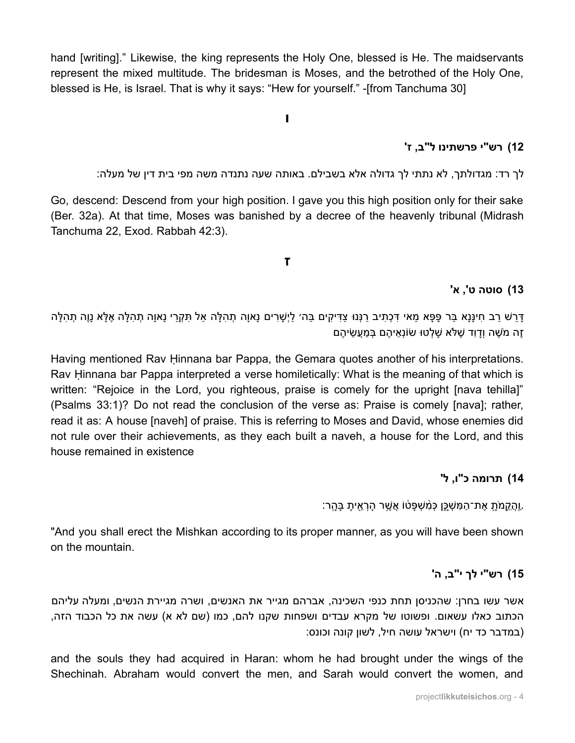hand [writing].” Likewise, the king represents the Holy One, blessed is He. The maidservants represent the mixed multitude. The bridesman is Moses, and the betrothed of the Holy One, blessed is He, is Israel. That is why it says: “Hew for yourself.” -[from Tanchuma 30]

**ו**

### 12) רש"י פרשתינו ל"ב, ז'

לך רד: מגדולתך, לא נתתי לך גדולה אלא בשבילם. באותה שעה נתנדה משה מפי בית דין של מעלה:

Go, descend: Descend from your high position. I gave you this high position only for their sake (Ber. 32a). At that time, Moses was banished by a decree of the heavenly tribunal (Midrash Tanchuma 22, Exod. Rabbah 42:3).

**ז**

### 13) סוטה ט', א'

דָּרֵשׁ רַב חִינָּנָא בַּר פָּפָּא מַאי דִּכְתִיב רַנְּנוּ צַדִּיקִים בַּה׳ לַיְשָׁרִים נָאוָה תְהִלָּה אַל תִּקְרֵי נָאוָה תְהִלָּה אֶלָּא נָוֶה תְהִלָּה זֶה מֹשֶׁה וְדָוִד שֶׁלֹּא שָׁלְטוּ שׂוֹנְאֵיהֶם בְּמַעֲשֵׂיהֶם

Having mentioned Rav Ḥinnana bar Pappa, the Gemara quotes another of his interpretations. Rav Ḥinnana bar Pappa interpreted a verse homiletically: What is the meaning of that which is written: “Rejoice in the Lord, you righteous, praise is comely for the upright [nava tehilla]” (Psalms 33:1)? Do not read the conclusion of the verse as: Praise is comely [nava]; rather, read it as: A house [naveh] of praise. This is referring to Moses and David, whose enemies did not rule over their achievements, as they each built a naveh, a house for the Lord, and this house remained in existence

### 14) תרומה כ"ו, ל'

.וַהֲקֵמֹתָ֖ אֶת־הַמִּשְׁכָּ֑ן כְּמִ֨שְׁפָּט֔וֹ אֲשֶׁ֥ר הָרְאֵ֖יתָ בָּהָֽר:

"And you shall erect the Mishkan according to its proper manner, as you will have been shown on the mountain.

### 15) רש"י לך י"ב, ה'

אשר עשו בחרן: שהכניסן תחת כנפי השכינה, אברהם מגייר את האנשים, ושרה מגיירת הנשים, ומעלה עליהם הכתוב כאלו עשאום. ופשוטו של מקרא עבדים ושפחות שקנו להם, כמו (שם לא א) עשה את כל הכבוד הזה, (במדבר כד יח) וישראל עושה חיל, לשון קונה וכונס:

and the souls they had acquired in Haran: whom he had brought under the wings of the Shechinah. Abraham would convert the men, and Sarah would convert the women, and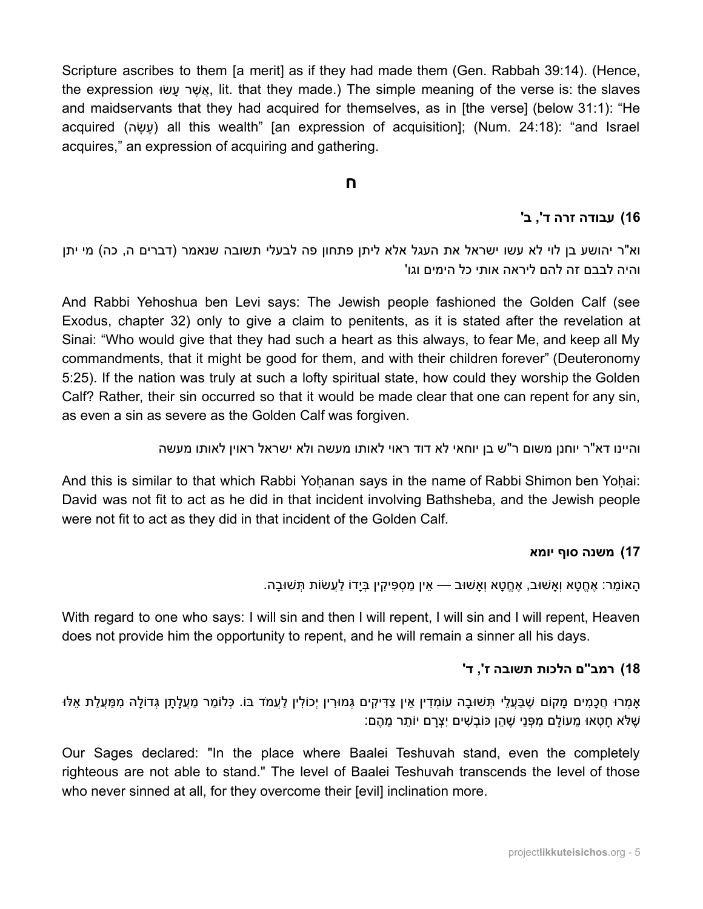Scripture ascribes to them [a merit] as if they had made them (Gen. Rabbah 39:14). (Hence, the expression אֲשֶׁר עָשׂוּ, lit. that they made.) The simple meaning of the verse is: the slaves and maidservants that they had acquired for themselves, as in [the verse] (below 31:1): "He acquired (עָשָׂה) all this wealth" [an expression of acquisition]; (Num. 24:18): "and Israel acquires," an expression of acquiring and gathering.

## ח

### 16) עבודה זרה ד', ב'

וא"ר יהושע בן לוי לא עשו ישראל את העגל אלא ליתן פתחון פה לבעלי תשובה שנאמר (דברים ה, כה) מי יתן והיה לבבם זה להם ליראה אותי כל הימים וגו'

And Rabbi Yehoshua ben Levi says: The Jewish people fashioned the Golden Calf (see Exodus, chapter 32) only to give a claim to penitents, as it is stated after the revelation at Sinai: "Who would give that they had such a heart as this always, to fear Me, and keep all My commandments, that it might be good for them, and with their children forever" (Deuteronomy 5:25). If the nation was truly at such a lofty spiritual state, how could they worship the Golden Calf? Rather, their sin occurred so that it would be made clear that one can repent for any sin, as even a sin as severe as the Golden Calf was forgiven.

והיינו דא"ר יוחנן משום ר"ש בן יוחאי לא דוד ראוי לאותו מעשה ולא ישראל ראוין לאותו מעשה

And this is similar to that which Rabbi Yoḥanan says in the name of Rabbi Shimon ben Yoḥai: David was not fit to act as he did in that incident involving Bathsheba, and the Jewish people were not fit to act as they did in that incident of the Golden Calf.

### 17) משנה סוף יומא

הָאוֹמֵר: אֶחֱטָא וְאָשׁוּב, אֶחֱטָא וְאָשׁוּב — אֵין מַסְפִּיקִין בְּיָדוֹ לַעֲשׂוֹת תְּשׁוּבָה.

With regard to one who says: I will sin and then I will repent, I will sin and I will repent, Heaven does not provide him the opportunity to repent, and he will remain a sinner all his days.

### 18) רמב"ם הלכות תשובה ז', ד'

אָמְרוּ חֲכָמִים מָקוֹם שֶׁבַּעֲלֵי תְּשׁוּבָה עוֹמְדִין אֵין צַדִּיקִים גְּמוּרִין יְכוֹלִין לַעֲמֹד בּוֹ. כְּלוֹמַר מַעֲלָתָן גְּדוֹלָה מִמַּעֲלַת אֵלּוּ שֶׁלֹּא חָטְאוּ מֵעוֹלָם מִפְּנֵי שֶׁהֵן כּוֹבְשִׁים יִצְרָם יוֹתֵר מֵהֶם:

Our Sages declared: "In the place where Baalei Teshuvah stand, even the completely righteous are not able to stand." The level of Baalei Teshuvah transcends the level of those who never sinned at all, for they overcome their [evil] inclination more.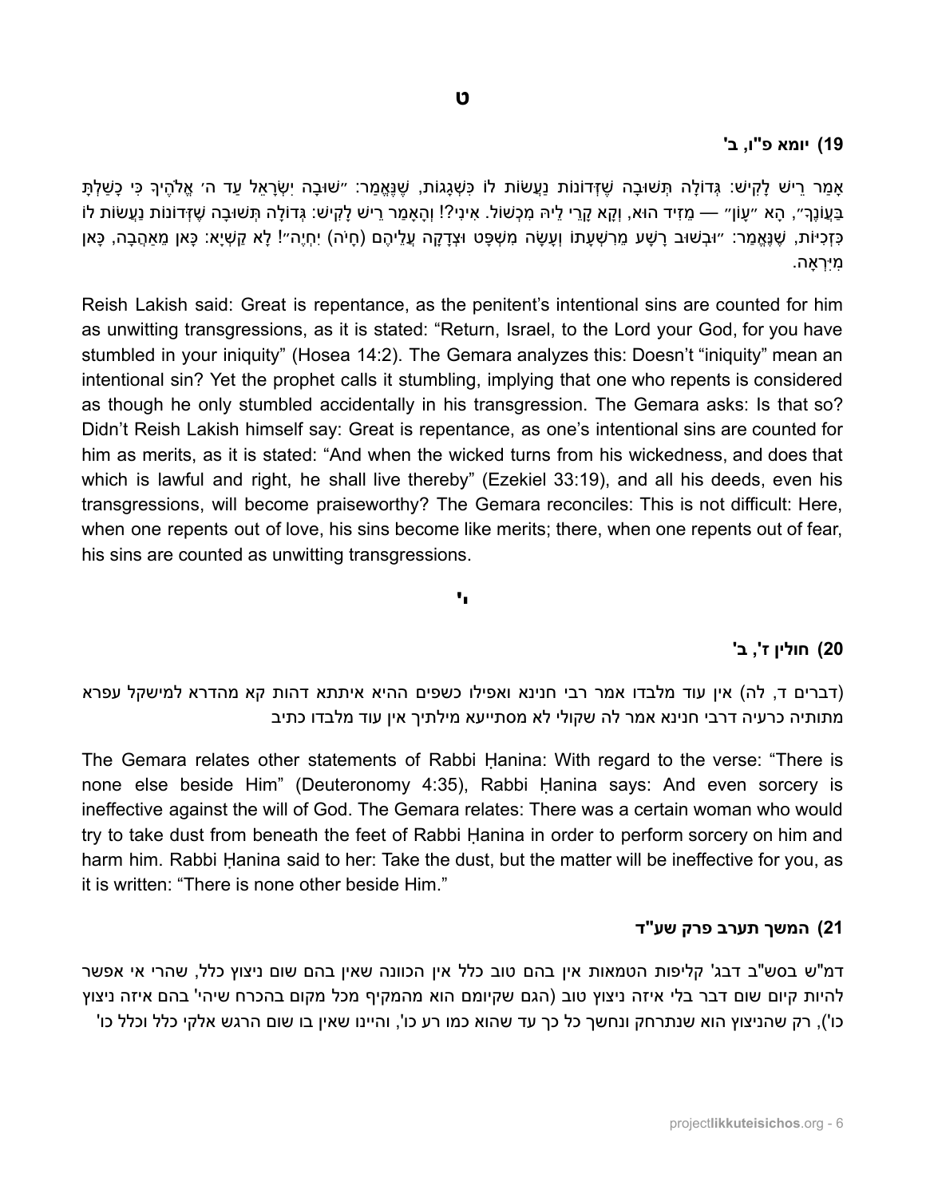## ט

### 19) יומא פ"ו, ב'

אָמַר רֵישׁ לָקִישׁ: גְּדוֹלָה תְּשׁוּבָה שֶׁזְּדוֹנוֹת נַעֲשׂוֹת לוֹ כִּשְׁגָגוֹת, שֶׁנֶּאֱמַר: ״שׁוּבָה יִשְׂרָאֵל עַד ה׳ אֱלֹהֶיךָ כִּי כָשַׁלְתָּ בַּעֲוֺנֶךָ״, הָא ״עָוֺן״ — מֵזִיד הוּא, וְקָא קָרֵי לֵיהּ מִכְשׁוֹל. אִינִי?! וְהָאָמַר רֵישׁ לָקִישׁ: גְּדוֹלָה תְּשׁוּבָה שֶׁזְּדוֹנוֹת נַעֲשׂוֹת לוֹ כִּזְכִיּוֹת, שֶׁנֶּאֱמַר: ״וּבְשׁוּב רָשָׁע מֵרִשְׁעָתוֹ וְעָשָׂה מִשְׁפָּט וּצְדָקָה עֲלֵיהֶם (חָיֹה) יִחְיֶה״! לָא קַשְׁיָא: כָּאן מֵאַהֲבָה, כָּאן מִיִּרְאָה.

Reish Lakish said: Great is repentance, as the penitent's intentional sins are counted for him as unwitting transgressions, as it is stated: "Return, Israel, to the Lord your God, for you have stumbled in your iniquity" (Hosea 14:2). The Gemara analyzes this: Doesn't "iniquity" mean an intentional sin? Yet the prophet calls it stumbling, implying that one who repents is considered as though he only stumbled accidentally in his transgression. The Gemara asks: Is that so? Didn't Reish Lakish himself say: Great is repentance, as one's intentional sins are counted for him as merits, as it is stated: "And when the wicked turns from his wickedness, and does that which is lawful and right, he shall live thereby" (Ezekiel 33:19), and all his deeds, even his transgressions, will become praiseworthy? The Gemara reconciles: This is not difficult: Here, when one repents out of love, his sins become like merits; there, when one repents out of fear, his sins are counted as unwitting transgressions.

## י'

### 20) חולין ז', ב'

(דברים ד, לה) אין עוד מלבדו אמר רבי חנינא ואפילו כשפים ההיא איתתא דהות קא מהדרא למישקל עפרא מתותיה כרעיה דרבי חנינא אמר לה שקולי לא מסתייעא מילתיך אין עוד מלבדו כתיב

The Gemara relates other statements of Rabbi Ḥanina: With regard to the verse: "There is none else beside Him" (Deuteronomy 4:35), Rabbi Ḥanina says: And even sorcery is ineffective against the will of God. The Gemara relates: There was a certain woman who would try to take dust from beneath the feet of Rabbi Ḥanina in order to perform sorcery on him and harm him. Rabbi Ḥanina said to her: Take the dust, but the matter will be ineffective for you, as it is written: "There is none other beside Him."

### 21) המשך תערב פרק שע"ד

דמ"ש בסש"ב דבג' קליפות הטמאות אין בהם טוב כלל אין הכוונה שאין בהם שום ניצוץ כלל, שהרי אי אפשר להיות קיום שום דבר בלי איזה ניצוץ טוב (הגם שקיומם הוא מהמקיף מכל מקום בהכרח שיהי' בהם איזה ניצוץ כו'), רק שהניצוץ הוא שנתרחק ונחשך כל כך עד שהוא כמו רע כו', והיינו שאין בו שום הרגש אלקי כלל וכלל כו'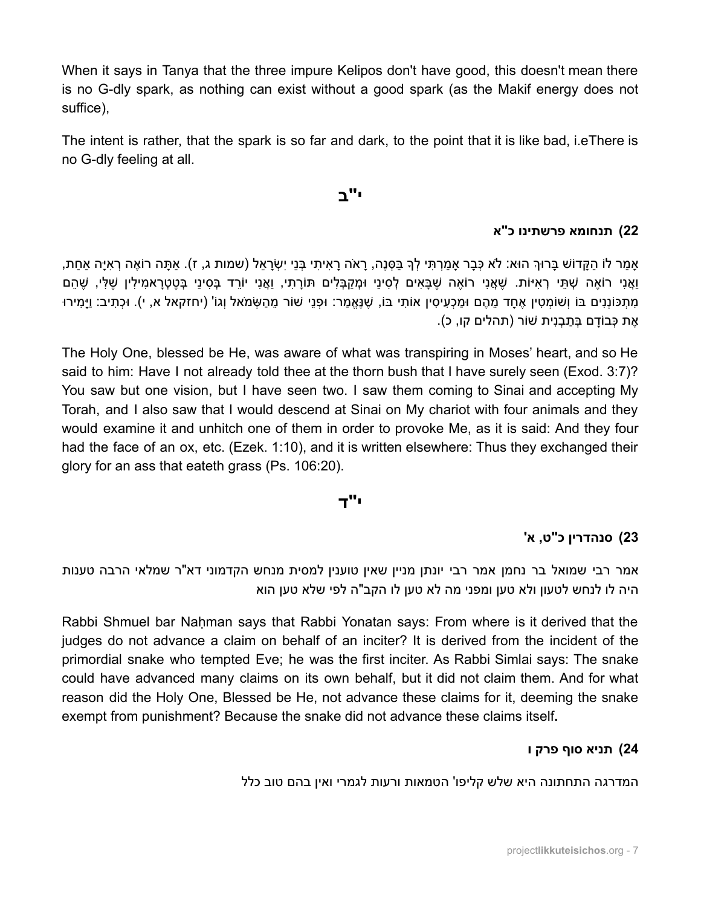When it says in Tanya that the three impure Kelipos don't have good, this doesn't mean there is no G-dly spark, as nothing can exist without a good spark (as the Makif energy does not suffice),

The intent is rather, that the spark is so far and dark, to the point that it is like bad, i.eThere is no G-dly feeling at all.

## י"ב

### 22) תנחומא פרשתינו כ"א

אָמַר לוֹ הַקָּדוֹשׁ בָּרוּךְ הוּא: לֹא כְּבָר אָמַרְתִּי לְךָ בַּסְּנֶה, רָאֹה רָאִיתִי בְּנֵי יִשְׂרָאֵל (שמות ג, ז). אַתָּה רוֹאֶה רְאִיָּה אַחַת, וַאֲנִי רוֹאֶה שְׁתֵּי רְאִיּוֹת. שֶׁאֲנִי רוֹאֶה שֶׁבָּאִים לְסִינַי וּמְקַבְּלִים תּוֹרָתִי, וַאֲנִי יוֹרֵד בְּסִינַי בְּטֶטְרָאמִילִין שֶׁלִּי, שֶׁהֵם מִתְכּוֹנְנִים בּוֹ וְשׁוֹמְטִין אֶחָד מֵהֶם וּמַכְעִיסִין אוֹתִי בּוֹ, שֶׁנֶּאֱמַר: וּפְנֵי שׁוֹר מֵהַשְּׂמֹאל וְגוֹ' (יחזקאל א, י). וּכְתִיב: וַיָּמִירוּ אֶת כְּבוֹדָם בְּתַבְנִית שׁוֹר (תהלים קו, כ).

The Holy One, blessed be He, was aware of what was transpiring in Moses' heart, and so He said to him: Have I not already told thee at the thorn bush that I have surely seen (Exod. 3:7)? You saw but one vision, but I have seen two. I saw them coming to Sinai and accepting My Torah, and I also saw that I would descend at Sinai on My chariot with four animals and they would examine it and unhitch one of them in order to provoke Me, as it is said: And they four had the face of an ox, etc. (Ezek. 1:10), and it is written elsewhere: Thus they exchanged their glory for an ass that eateth grass (Ps. 106:20).

## י"ד

### 23) סנהדרין כ"ט, א'

אמר רבי שמואל בר נחמן אמר רבי יונתן מניין שאין טוענין למסית מנחש הקדמוני דא"ר שמלאי הרבה טענות היה לו לנחש לטעון ולא טען ומפני מה לא טען לו הקב"ה לפי שלא טען הוא

Rabbi Shmuel bar Naḥman says that Rabbi Yonatan says: From where is it derived that the judges do not advance a claim on behalf of an inciter? It is derived from the incident of the primordial snake who tempted Eve; he was the first inciter. As Rabbi Simlai says: The snake could have advanced many claims on its own behalf, but it did not claim them. And for what reason did the Holy One, Blessed be He, not advance these claims for it, deeming the snake exempt from punishment? Because the snake did not advance these claims itself**.**

### 24) תניא סוף פרק ו

המדרגה התחתונה היא שלש קליפו' הטמאות ורעות לגמרי ואין בהם טוב כלל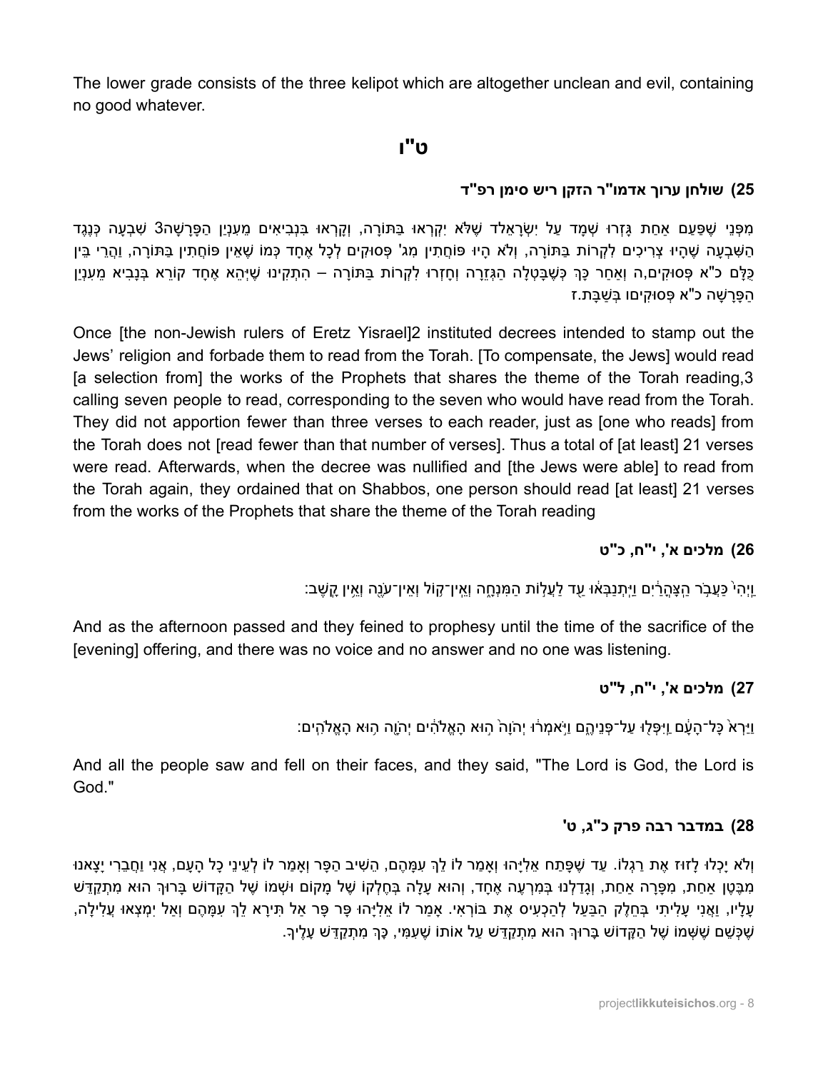The lower grade consists of the three kelipot which are altogether unclean and evil, containing no good whatever.

## ט"ו

### 25) שולחן ערוך אדמו"ר הזקן ריש סימן רפ"ד

מִפְּנֵי שֶׁפַּעַם אַחַת גָּזְרוּ שְׁמָד עַל יִשְׂרָאֵלד שֶׁלֹּא יִקְרְאוּ בַּתּוֹרָה, וְקָרְאוּ בִּנְבִיאִים מֵעִנְיַן הַפָּרָשָׁה3 שִׁבְעָה כְּנֶגֶד הַשִּׁבְעָה שֶׁהָיוּ צְרִיכִים לִקְרוֹת בַּתּוֹרָה, וְלֹא הָיוּ פּוֹחֲתִין מִג' פְּסוּקִים לְכָל אֶחָד כְּמוֹ שֶׁאֵין פּוֹחֲתִין בַּתּוֹרָה, וַהֲרֵי בֵּין כֻּלָּם כ"א פְּסוּקִים,ה וְאַחַר כָּךְ כְּשֶׁבָּטְלָה הַגְּזֵרָה וְחָזְרוּ לִקְרוֹת בַּתּוֹרָה – הִתְקִינוּ שֶׁיְּהֵא אֶחָד קוֹרֵא בְּנָבִיא מֵעִנְיַן הַפָּרָשָׁה כ"א פְּסוּקִים בְּשַׁבָּת.ז

Once [the non-Jewish rulers of Eretz Yisrael]2 instituted decrees intended to stamp out the Jews' religion and forbade them to read from the Torah. [To compensate, the Jews] would read [a selection from] the works of the Prophets that shares the theme of the Torah reading,3 calling seven people to read, corresponding to the seven who would have read from the Torah. They did not apportion fewer than three verses to each reader, just as [one who reads] from the Torah does not [read fewer than that number of verses]. Thus a total of [at least] 21 verses were read. Afterwards, when the decree was nullified and [the Jews were able] to read from the Torah again, they ordained that on Shabbos, one person should read [at least] 21 verses from the works of the Prophets that share the theme of the Torah reading

### 26) מלכים א', י"ח, כ"ט

וַיְהִי֙ כַּעֲבֹ֣ר הַֽצָּהֳרַ֔יִם וַיִּֽתְנַבְּא֔וּ עַ֖ד לַעֲל֣וֹת הַמִּנְחָ֑ה וְאֵֽין־ק֥וֹל וְאֵין־עֹנֶ֖ה וְאֵ֥ין קָֽשֶׁב׃

And as the afternoon passed and they feined to prophesy until the time of the sacrifice of the [evening] offering, and there was no voice and no answer and no one was listening.

### 27) מלכים א', י"ח, ל"ט

וַיַּרְא֙ כָּל־הָעָ֔ם וַֽיִּפְּל֖וּ עַל־פְּנֵיהֶ֑ם וַיֹּ֣אמְר֔וּ יְהֹוָה֙ ה֣וּא הָאֱלֹהִ֔ים יְהֹוָ֖ה ה֥וּא הָאֱלֹהִֽים׃

And all the people saw and fell on their faces, and they said, "The Lord is God, the Lord is God."

### 28) במדבר רבה פרק כ"ג, ט'

וְלֹא יָכְלוּ לָזוּז אֶת רַגְלוֹ. עַד שֶׁפָּתַח אֵלִיָּהוּ וְאָמַר לוֹ לֵךְ עִמָּהֶם, הֵשִׁיב הַפָּר וְאָמַר לוֹ לְעֵינֵי כָּל הָעָם, אֲנִי וַחֲבֵרִי יָצָאנוּ מִבֶּטֶן אַחַת, מִפָּרָה אַחַת, וְגָדַלְנוּ בְּמִרְעֶה אֶחָד, וְהוּא עָלָה בְּחֶלְקוֹ שֶׁל מָקוֹם וּשְׁמוֹ שֶׁל הַקָּדוֹשׁ בָּרוּךְ הוּא מִתְקַדֵּשׁ עָלָיו, וַאֲנִי עָלִיתִי בְּחֵלֶק הַבַּעַל לְהַכְעִיס אֶת בּוֹרְאִי. אָמַר לוֹ אֵלִיָּהוּ פָּר פָּר אַל תִּירָא לֵךְ עִמָּהֶם וְאַל יִמְצְאוּ עֲלִילָה, שֶׁכְּשֵׁם שֶׁשְּׁמוֹ שֶׁל הַקָּדוֹשׁ בָּרוּךְ הוּא מִתְקַדֵּשׁ עַל אוֹתוֹ שֶׁעִמִּי, כָּךְ מִתְקַדֵּשׁ עָלֶיךָ.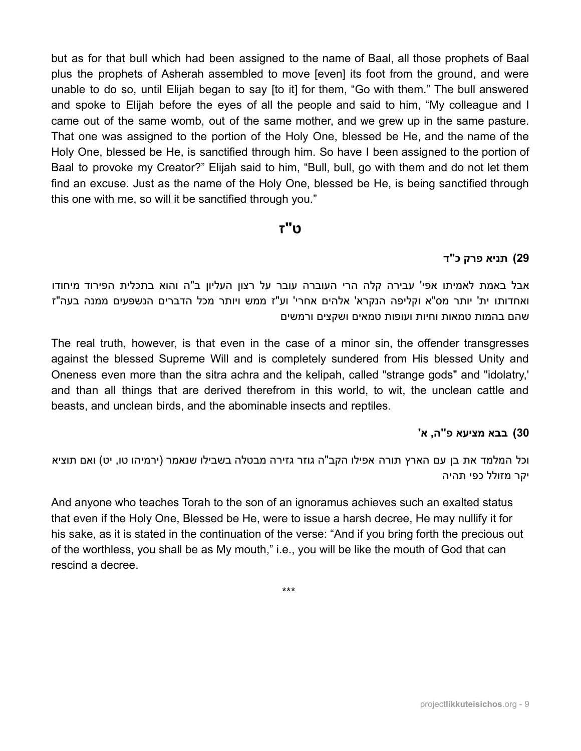but as for that bull which had been assigned to the name of Baal, all those prophets of Baal plus the prophets of Asherah assembled to move [even] its foot from the ground, and were unable to do so, until Elijah began to say [to it] for them, “Go with them.” The bull answered and spoke to Elijah before the eyes of all the people and said to him, “My colleague and I came out of the same womb, out of the same mother, and we grew up in the same pasture. That one was assigned to the portion of the Holy One, blessed be He, and the name of the Holy One, blessed be He, is sanctified through him. So have I been assigned to the portion of Baal to provoke my Creator?” Elijah said to him, “Bull, bull, go with them and do not let them find an excuse. Just as the name of the Holy One, blessed be He, is being sanctified through this one with me, so will it be sanctified through you.”

## ט"ז

### 29) תניא פרק כ"ד

אבל באמת לאמיתו אפי' עבירה קלה הרי העוברה עובר על רצון העליון ב"ה והוא בתכלית הפירוד מיחודו ואחדותו ית' יותר מס"א וקליפה הנקרא' אלהים אחרי' וע"ז ממש ויותר מכל הדברים הנשפעים ממנה בעה"ז שהם בהמות טמאות וחיות ועופות טמאים ושקצים ורמשים

The real truth, however, is that even in the case of a minor sin, the offender transgresses against the blessed Supreme Will and is completely sundered from His blessed Unity and Oneness even more than the sitra achra and the kelipah, called "strange gods" and "idolatry,' and than all things that are derived therefrom in this world, to wit, the unclean cattle and beasts, and unclean birds, and the abominable insects and reptiles.

### 30) בבא מציעא פ"ה, א'

וכל המלמד את בן עם הארץ תורה אפילו הקב"ה גוזר גזירה מבטלה בשבילו שנאמר (ירמיהו טו, יט) ואם תוציא יקר מזולל כפי תהיה

And anyone who teaches Torah to the son of an ignoramus achieves such an exalted status that even if the Holy One, Blessed be He, were to issue a harsh decree, He may nullify it for his sake, as it is stated in the continuation of the verse: “And if you bring forth the precious out of the worthless, you shall be as My mouth,” i.e., you will be like the mouth of God that can rescind a decree.

***